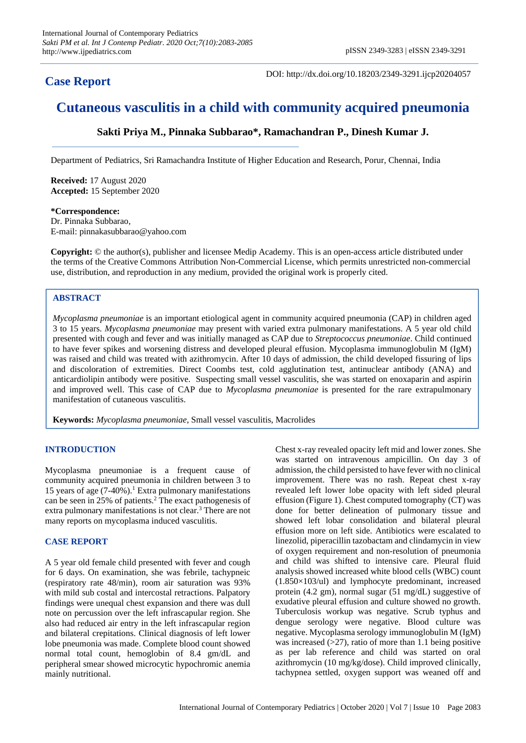International Journal of Contemporary Pediatrics
*Sakti PM et al. Int J Contemp Pediatr. 2020 Oct;7(10):2083-2085*
http://www.ijpediatrics.com

pISSN 2349-3283 | eISSN 2349-3291

## Case Report

DOI: http://dx.doi.org/10.18203/2349-3291.ijcp20204057

# Cutaneous vasculitis in a child with community acquired pneumonia

**Sakti Priya M., Pinnaka Subbarao\*, Ramachandran P., Dinesh Kumar J.**

Department of Pediatrics, Sri Ramachandra Institute of Higher Education and Research, Porur, Chennai, India

**Received:** 17 August 2020
**Accepted:** 15 September 2020

**\*Correspondence:**
Dr. Pinnaka Subbarao,
E-mail: pinnakasubbarao@yahoo.com

**Copyright:** © the author(s), publisher and licensee Medip Academy. This is an open-access article distributed under the terms of the Creative Commons Attribution Non-Commercial License, which permits unrestricted non-commercial use, distribution, and reproduction in any medium, provided the original work is properly cited.

## ABSTRACT

*Mycoplasma pneumoniae* is an important etiological agent in community acquired pneumonia (CAP) in children aged 3 to 15 years. *Mycoplasma pneumoniae* may present with varied extra pulmonary manifestations. A 5 year old child presented with cough and fever and was initially managed as CAP due to *Streptococcus pneumoniae*. Child continued to have fever spikes and worsening distress and developed pleural effusion. Mycoplasma immunoglobulin M (IgM) was raised and child was treated with azithromycin. After 10 days of admission, the child developed fissuring of lips and discoloration of extremities. Direct Coombs test, cold agglutination test, antinuclear antibody (ANA) and anticardiolipin antibody were positive. Suspecting small vessel vasculitis, she was started on enoxaparin and aspirin and improved well. This case of CAP due to *Mycoplasma pneumoniae* is presented for the rare extrapulmonary manifestation of cutaneous vasculitis.

**Keywords:** *Mycoplasma pneumoniae*, Small vessel vasculitis, Macrolides

## INTRODUCTION

Mycoplasma pneumoniae is a frequent cause of community acquired pneumonia in children between 3 to 15 years of age (7-40%).[1] Extra pulmonary manifestations can be seen in 25% of patients.[2] The exact pathogenesis of extra pulmonary manifestations is not clear.[3] There are not many reports on mycoplasma induced vasculitis.

## CASE REPORT

A 5 year old female child presented with fever and cough for 6 days. On examination, she was febrile, tachypneic (respiratory rate 48/min), room air saturation was 93% with mild sub costal and intercostal retractions. Palpatory findings were unequal chest expansion and there was dull note on percussion over the left infrascapular region. She also had reduced air entry in the left infrascapular region and bilateral crepitations. Clinical diagnosis of left lower lobe pneumonia was made. Complete blood count showed normal total count, hemoglobin of 8.4 gm/dL and peripheral smear showed microcytic hypochromic anemia mainly nutritional.

Chest x-ray revealed opacity left mid and lower zones. She was started on intravenous ampicillin. On day 3 of admission, the child persisted to have fever with no clinical improvement. There was no rash. Repeat chest x-ray revealed left lower lobe opacity with left sided pleural effusion (Figure 1). Chest computed tomography (CT) was done for better delineation of pulmonary tissue and showed left lobar consolidation and bilateral pleural effusion more on left side. Antibiotics were escalated to linezolid, piperacillin tazobactam and clindamycin in view of oxygen requirement and non-resolution of pneumonia and child was shifted to intensive care. Pleural fluid analysis showed increased white blood cells (WBC) count ($1.850\times10^3$/ul) and lymphocyte predominant, increased protein (4.2 gm), normal sugar (51 mg/dL) suggestive of exudative pleural effusion and culture showed no growth. Tuberculosis workup was negative. Scrub typhus and dengue serology were negative. Blood culture was negative. Mycoplasma serology immunoglobulin M (IgM) was increased (>27), ratio of more than 1.1 being positive as per lab reference and child was started on oral azithromycin (10 mg/kg/dose). Child improved clinically, tachypnea settled, oxygen support was weaned off and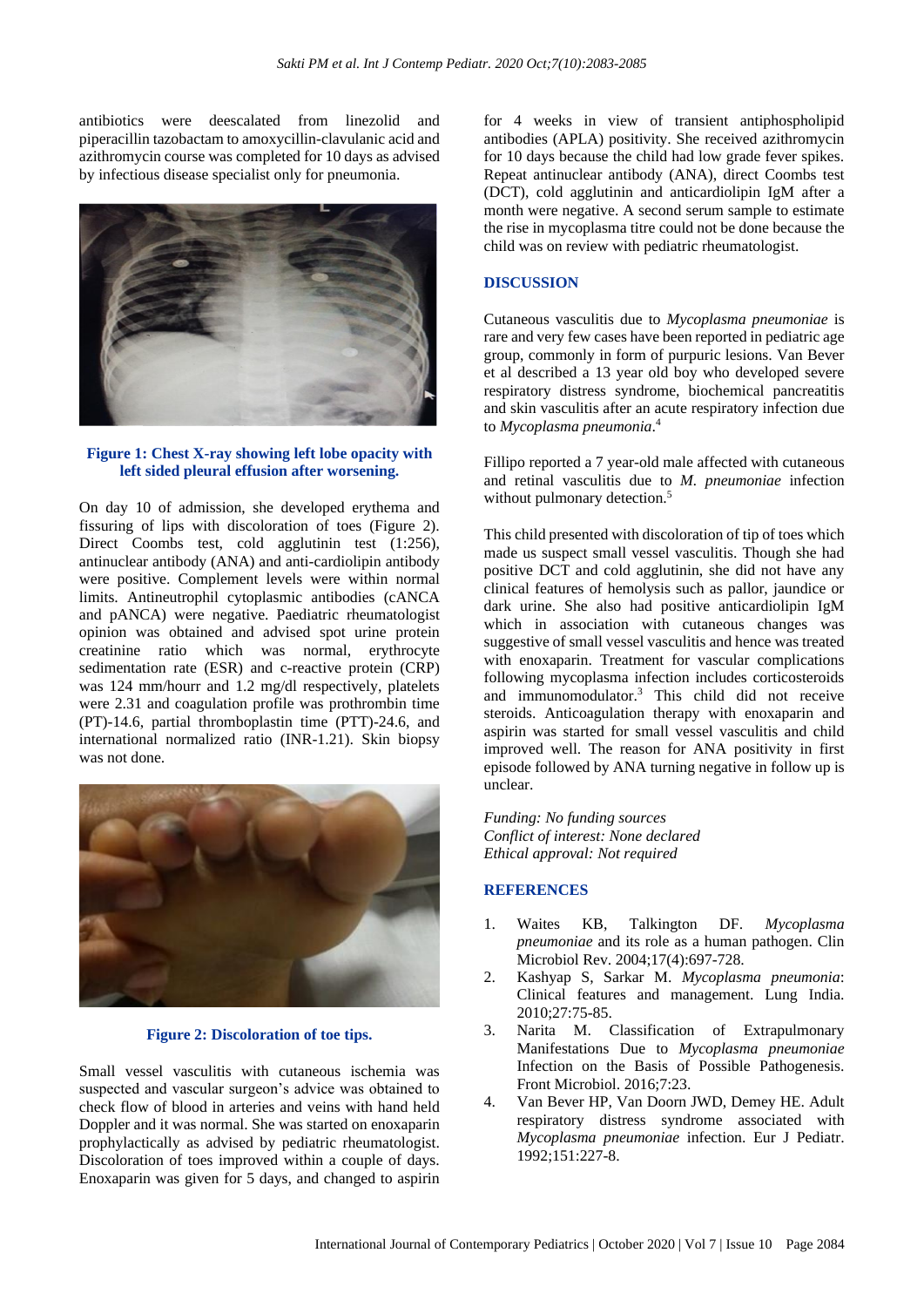antibiotics were deescalated from linezolid and piperacillin tazobactam to amoxycillin-clavulanic acid and azithromycin course was completed for 10 days as advised by infectious disease specialist only for pneumonia.

**Figure 1: Chest X-ray showing left lobe opacity with left sided pleural effusion after worsening.**

On day 10 of admission, she developed erythema and fissuring of lips with discoloration of toes (Figure 2). Direct Coombs test, cold agglutinin test (1:256), antinuclear antibody (ANA) and anti-cardiolipin antibody were positive. Complement levels were within normal limits. Antineutrophil cytoplasmic antibodies (cANCA and pANCA) were negative. Paediatric rheumatologist opinion was obtained and advised spot urine protein creatinine ratio which was normal, erythrocyte sedimentation rate (ESR) and c-reactive protein (CRP) was 124 mm/hourr and 1.2 mg/dl respectively, platelets were 2.31 and coagulation profile was prothrombin time (PT)-14.6, partial thromboplastin time (PTT)-24.6, and international normalized ratio (INR-1.21). Skin biopsy was not done.

**Figure 2: Discoloration of toe tips.**

Small vessel vasculitis with cutaneous ischemia was suspected and vascular surgeon's advice was obtained to check flow of blood in arteries and veins with hand held Doppler and it was normal. She was started on enoxaparin prophylactically as advised by pediatric rheumatologist. Discoloration of toes improved within a couple of days. Enoxaparin was given for 5 days, and changed to aspirin for 4 weeks in view of transient antiphospholipid antibodies (APLA) positivity. She received azithromycin for 10 days because the child had low grade fever spikes. Repeat antinuclear antibody (ANA), direct Coombs test (DCT), cold agglutinin and anticardiolipin IgM after a month were negative. A second serum sample to estimate the rise in mycoplasma titre could not be done because the child was on review with pediatric rheumatologist.

## DISCUSSION

Cutaneous vasculitis due to *Mycoplasma pneumoniae* is rare and very few cases have been reported in pediatric age group, commonly in form of purpuric lesions. Van Bever et al described a 13 year old boy who developed severe respiratory distress syndrome, biochemical pancreatitis and skin vasculitis after an acute respiratory infection due to *Mycoplasma pneumonia*.[4]

Fillipo reported a 7 year-old male affected with cutaneous and retinal vasculitis due to *M. pneumoniae* infection without pulmonary detection.[5]

This child presented with discoloration of tip of toes which made us suspect small vessel vasculitis. Though she had positive DCT and cold agglutinin, she did not have any clinical features of hemolysis such as pallor, jaundice or dark urine. She also had positive anticardiolipin IgM which in association with cutaneous changes was suggestive of small vessel vasculitis and hence was treated with enoxaparin. Treatment for vascular complications following mycoplasma infection includes corticosteroids and immunomodulator.[3] This child did not receive steroids. Anticoagulation therapy with enoxaparin and aspirin was started for small vessel vasculitis and child improved well. The reason for ANA positivity in first episode followed by ANA turning negative in follow up is unclear.

*Funding: No funding sources*
*Conflict of interest: None declared*
*Ethical approval: Not required*

## REFERENCES

1. Waites KB, Talkington DF. *Mycoplasma pneumoniae* and its role as a human pathogen. Clin Microbiol Rev. 2004;17(4):697-728.
2. Kashyap S, Sarkar M. *Mycoplasma pneumonia*: Clinical features and management. Lung India. 2010;27:75-85.
3. Narita M. Classification of Extrapulmonary Manifestations Due to *Mycoplasma pneumoniae* Infection on the Basis of Possible Pathogenesis. Front Microbiol. 2016;7:23.
4. Van Bever HP, Van Doorn JWD, Demey HE. Adult respiratory distress syndrome associated with *Mycoplasma pneumoniae* infection. Eur J Pediatr. 1992;151:227-8.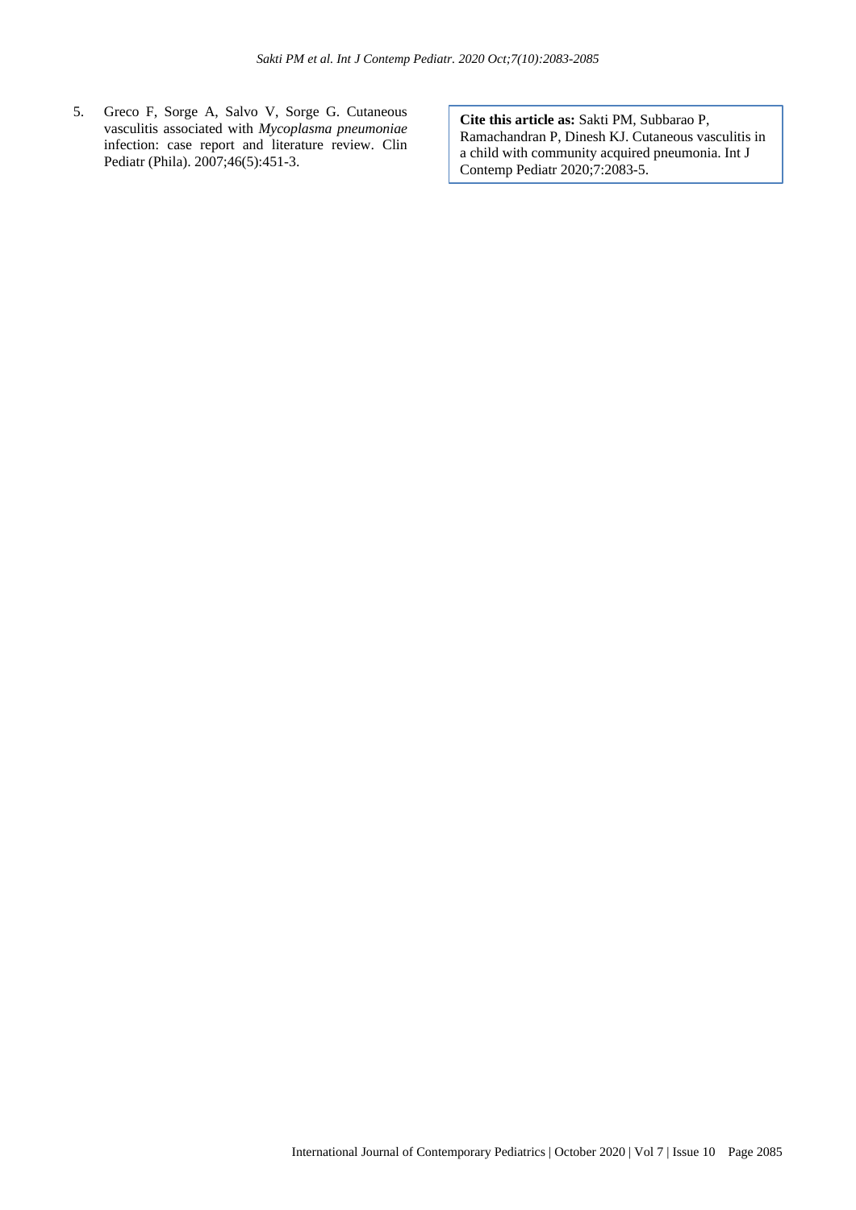5. Greco F, Sorge A, Salvo V, Sorge G. Cutaneous vasculitis associated with *Mycoplasma pneumoniae* infection: case report and literature review. Clin Pediatr (Phila). 2007;46(5):451-3.

**Cite this article as:** Sakti PM, Subbarao P, Ramachandran P, Dinesh KJ. Cutaneous vasculitis in a child with community acquired pneumonia. Int J Contemp Pediatr 2020;7:2083-5.